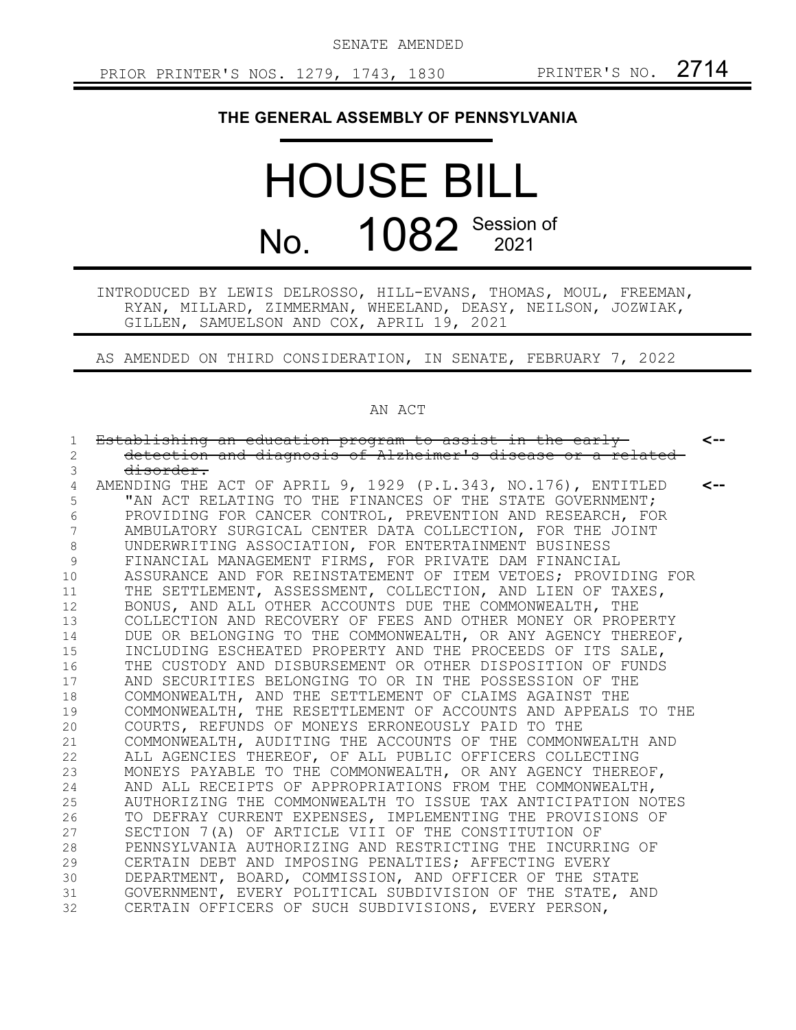SENATE AMENDED

PRIOR PRINTER'S NOS. 1279, 1743, 1830 PRINTER'S NO. 2714

**THE GENERAL ASSEMBLY OF PENNSYLVANIA**

# HOUSE BILL

# No. 1082 Session of 2021

INTRODUCED BY LEWIS DELROSSO, HILL-EVANS, THOMAS, MOUL, FREEMAN, RYAN, MILLARD, ZIMMERMAN, WHEELAND, DEASY, NEILSON, JOZWIAK, GILLEN, SAMUELSON AND COX, APRIL 19, 2021

AS AMENDED ON THIRD CONSIDERATION, IN SENATE, FEBRUARY 7, 2022

AN ACT

~~Establishing an education program to assist in the early detection and diagnosis of Alzheimer's disease or a related disorder.~~ <--

AMENDING THE ACT OF APRIL 9, 1929 (P.L.343, NO.176), ENTITLED "AN ACT RELATING TO THE FINANCES OF THE STATE GOVERNMENT; PROVIDING FOR CANCER CONTROL, PREVENTION AND RESEARCH, FOR AMBULATORY SURGICAL CENTER DATA COLLECTION, FOR THE JOINT UNDERWRITING ASSOCIATION, FOR ENTERTAINMENT BUSINESS FINANCIAL MANAGEMENT FIRMS, FOR PRIVATE DAM FINANCIAL ASSURANCE AND FOR REINSTATEMENT OF ITEM VETOES; PROVIDING FOR THE SETTLEMENT, ASSESSMENT, COLLECTION, AND LIEN OF TAXES, BONUS, AND ALL OTHER ACCOUNTS DUE THE COMMONWEALTH, THE COLLECTION AND RECOVERY OF FEES AND OTHER MONEY OR PROPERTY DUE OR BELONGING TO THE COMMONWEALTH, OR ANY AGENCY THEREOF, INCLUDING ESCHEATED PROPERTY AND THE PROCEEDS OF ITS SALE, THE CUSTODY AND DISBURSEMENT OR OTHER DISPOSITION OF FUNDS AND SECURITIES BELONGING TO OR IN THE POSSESSION OF THE COMMONWEALTH, AND THE SETTLEMENT OF CLAIMS AGAINST THE COMMONWEALTH, THE RESETTLEMENT OF ACCOUNTS AND APPEALS TO THE COURTS, REFUNDS OF MONEYS ERRONEOUSLY PAID TO THE COMMONWEALTH, AUDITING THE ACCOUNTS OF THE COMMONWEALTH AND ALL AGENCIES THEREOF, OF ALL PUBLIC OFFICERS COLLECTING MONEYS PAYABLE TO THE COMMONWEALTH, OR ANY AGENCY THEREOF, AND ALL RECEIPTS OF APPROPRIATIONS FROM THE COMMONWEALTH, AUTHORIZING THE COMMONWEALTH TO ISSUE TAX ANTICIPATION NOTES TO DEFRAY CURRENT EXPENSES, IMPLEMENTING THE PROVISIONS OF SECTION 7(A) OF ARTICLE VIII OF THE CONSTITUTION OF PENNSYLVANIA AUTHORIZING AND RESTRICTING THE INCURRING OF CERTAIN DEBT AND IMPOSING PENALTIES; AFFECTING EVERY DEPARTMENT, BOARD, COMMISSION, AND OFFICER OF THE STATE GOVERNMENT, EVERY POLITICAL SUBDIVISION OF THE STATE, AND CERTAIN OFFICERS OF SUCH SUBDIVISIONS, EVERY PERSON, <--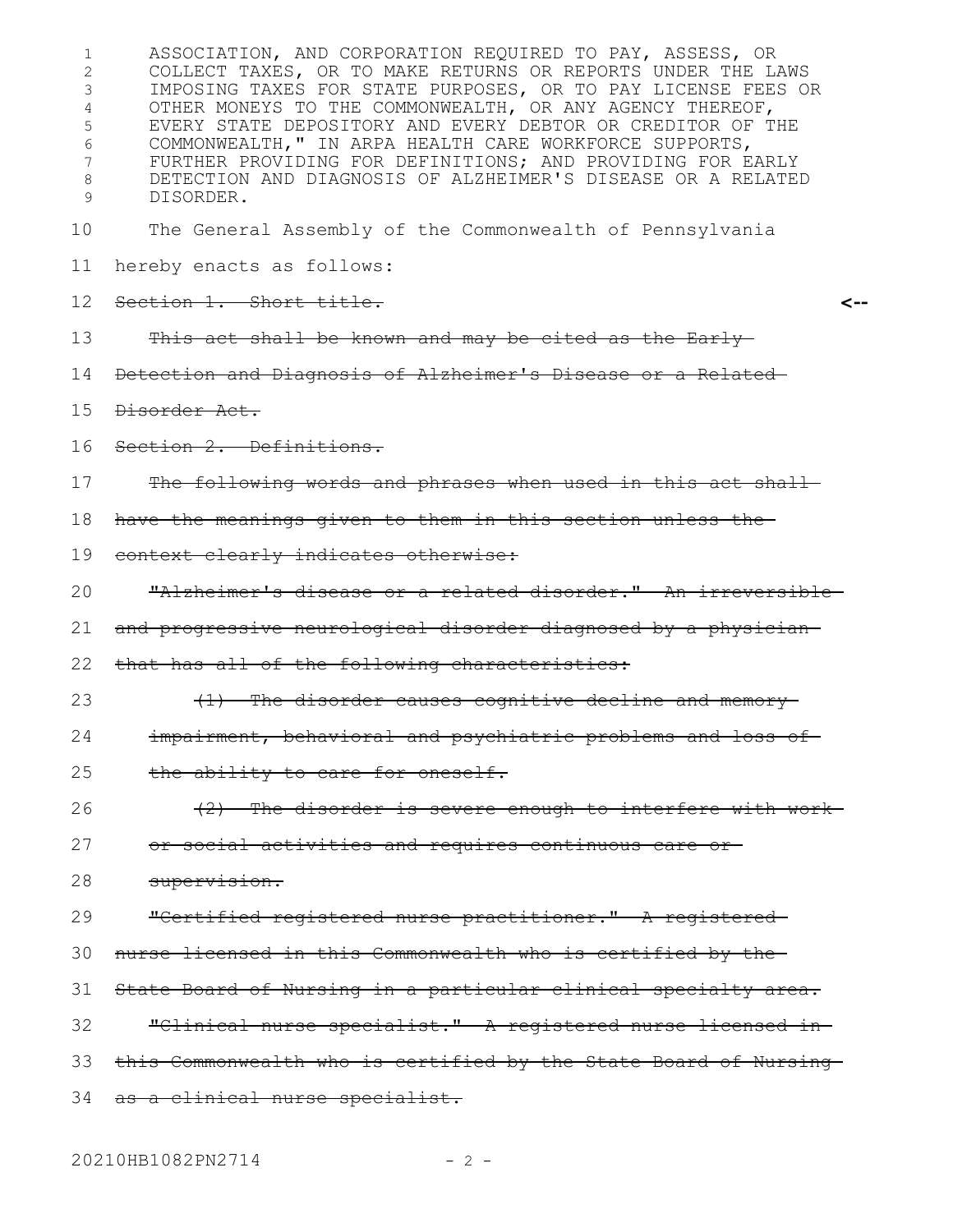ASSOCIATION, AND CORPORATION REQUIRED TO PAY, ASSESS, OR COLLECT TAXES, OR TO MAKE RETURNS OR REPORTS UNDER THE LAWS IMPOSING TAXES FOR STATE PURPOSES, OR TO PAY LICENSE FEES OR OTHER MONEYS TO THE COMMONWEALTH, OR ANY AGENCY THEREOF, EVERY STATE DEPOSITORY AND EVERY DEBTOR OR CREDITOR OF THE COMMONWEALTH," IN ARPA HEALTH CARE WORKFORCE SUPPORTS, FURTHER PROVIDING FOR DEFINITIONS; AND PROVIDING FOR EARLY DETECTION AND DIAGNOSIS OF ALZHEIMER'S DISEASE OR A RELATED DISORDER.

The General Assembly of the Commonwealth of Pennsylvania hereby enacts as follows:

~~Section 1. Short title.~~ **<--**

~~This act shall be known and may be cited as the Early Detection and Diagnosis of Alzheimer's Disease or a Related Disorder Act.~~

~~Section 2. Definitions.~~

~~The following words and phrases when used in this act shall have the meanings given to them in this section unless the context clearly indicates otherwise:~~

~~"Alzheimer's disease or a related disorder." An irreversible and progressive neurological disorder diagnosed by a physician that has all of the following characteristics:~~

~~(1) The disorder causes cognitive decline and memory impairment, behavioral and psychiatric problems and loss of the ability to care for oneself.~~

~~(2) The disorder is severe enough to interfere with work or social activities and requires continuous care or supervision.~~

~~"Certified registered nurse practitioner." A registered nurse licensed in this Commonwealth who is certified by the State Board of Nursing in a particular clinical specialty area.~~

~~"Clinical nurse specialist." A registered nurse licensed in this Commonwealth who is certified by the State Board of Nursing as a clinical nurse specialist.~~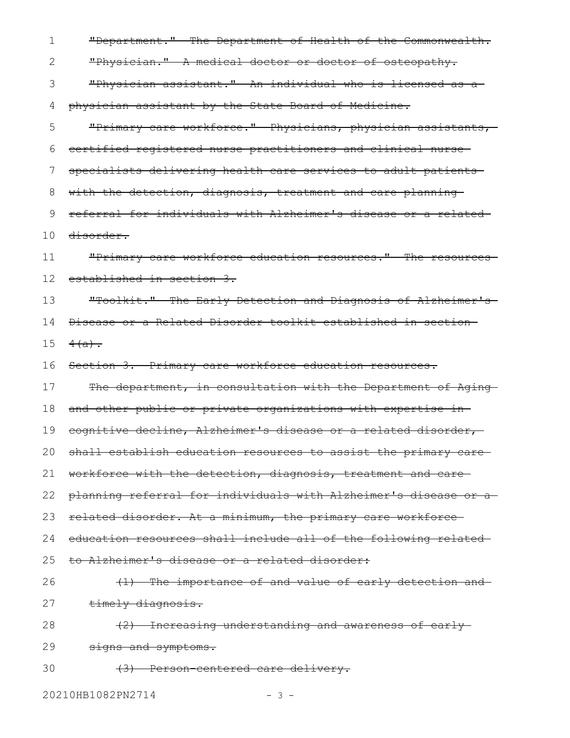~~"Department." The Department of Health of the Commonwealth.~~

~~"Physician." A medical doctor or doctor of osteopathy.~~

~~"Physician assistant." An individual who is licensed as a physician assistant by the State Board of Medicine.~~

~~"Primary care workforce." Physicians, physician assistants, certified registered nurse practitioners and clinical nurse specialists delivering health care services to adult patients with the detection, diagnosis, treatment and care planning referral for individuals with Alzheimer's disease or a related disorder.~~

~~"Primary care workforce education resources." The resources established in section 3.~~

~~"Toolkit." The Early Detection and Diagnosis of Alzheimer's Disease or a Related Disorder toolkit established in section 4(a).~~

~~Section 3. Primary care workforce education resources.~~

~~The department, in consultation with the Department of Aging and other public or private organizations with expertise in cognitive decline, Alzheimer's disease or a related disorder, shall establish education resources to assist the primary care workforce with the detection, diagnosis, treatment and care planning referral for individuals with Alzheimer's disease or a related disorder. At a minimum, the primary care workforce education resources shall include all of the following related to Alzheimer's disease or a related disorder:~~

~~(1) The importance of and value of early detection and timely diagnosis.~~

~~(2) Increasing understanding and awareness of early signs and symptoms.~~

~~(3) Person-centered care delivery.~~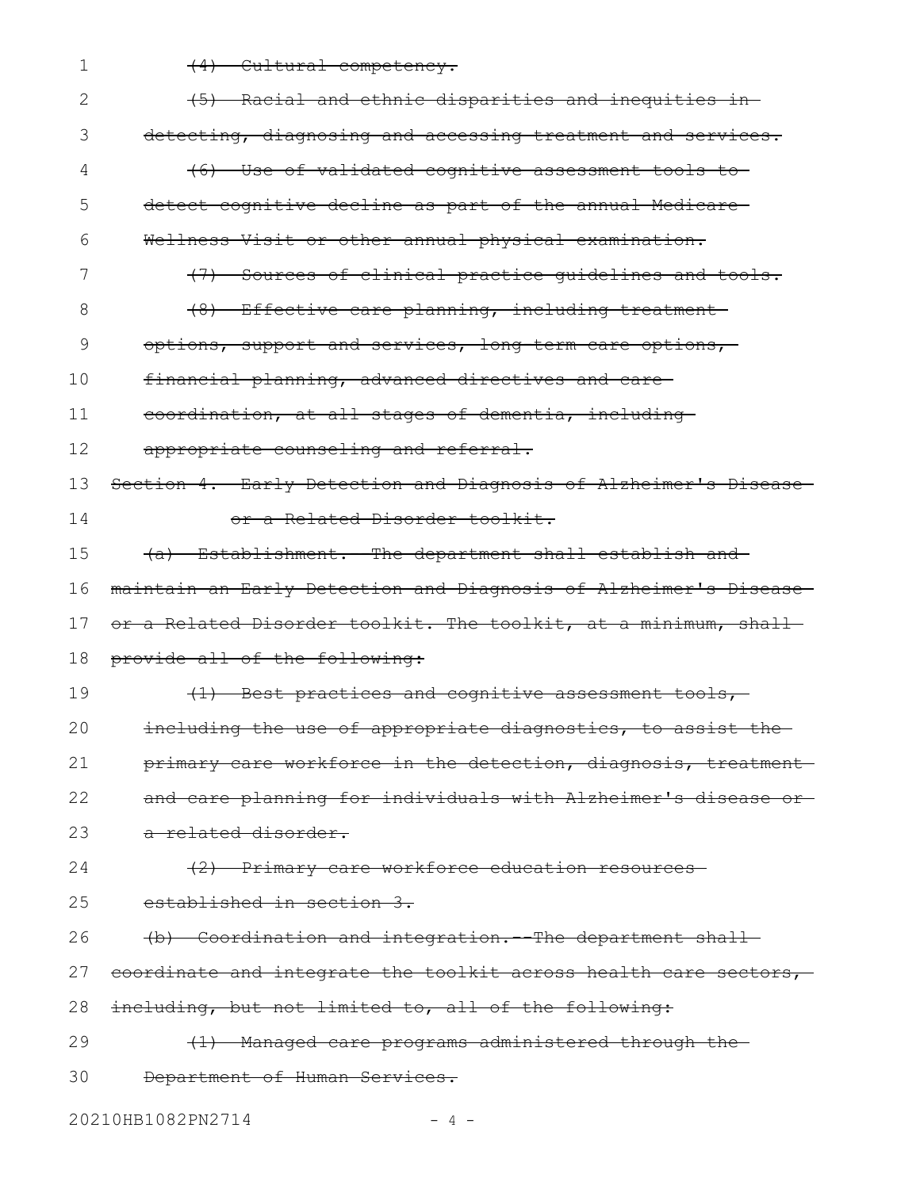~~(4) Cultural competency.~~

~~(5) Racial and ethnic disparities and inequities in detecting, diagnosing and accessing treatment and services.~~

~~(6) Use of validated cognitive assessment tools to detect cognitive decline as part of the annual Medicare Wellness Visit or other annual physical examination.~~

~~(7) Sources of clinical practice guidelines and tools.~~

~~(8) Effective care planning, including treatment options, support and services, long-term care options, financial planning, advanced directives and care coordination, at all stages of dementia, including appropriate counseling and referral.~~

~~Section 4. Early Detection and Diagnosis of Alzheimer's Disease or a Related Disorder toolkit.~~

~~(a) Establishment. The department shall establish and maintain an Early Detection and Diagnosis of Alzheimer's Disease or a Related Disorder toolkit. The toolkit, at a minimum, shall provide all of the following:~~

~~(1) Best practices and cognitive assessment tools, including the use of appropriate diagnostics, to assist the primary care workforce in the detection, diagnosis, treatment and care planning for individuals with Alzheimer's disease or a related disorder.~~

~~(2) Primary care workforce education resources established in section 3.~~

~~(b) Coordination and integration.--The department shall coordinate and integrate the toolkit across health care sectors, including, but not limited to, all of the following:~~

~~(1) Managed care programs administered through the Department of Human Services.~~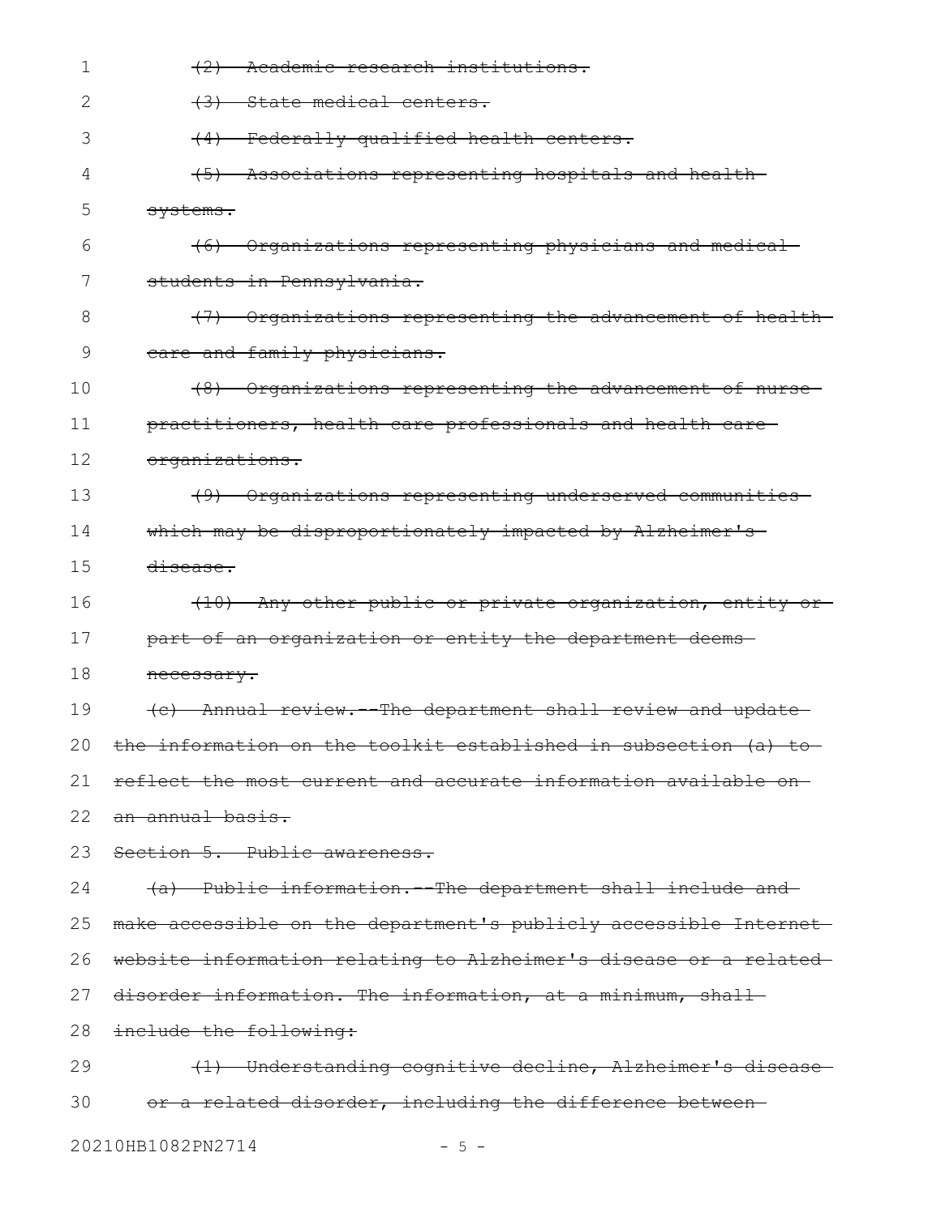~~(2) Academic research institutions.~~

~~(3) State medical centers.~~

~~(4) Federally qualified health centers.~~

~~(5) Associations representing hospitals and health systems.~~

~~(6) Organizations representing physicians and medical students in Pennsylvania.~~

~~(7) Organizations representing the advancement of health care and family physicians.~~

~~(8) Organizations representing the advancement of nurse practitioners, health care professionals and health care organizations.~~

~~(9) Organizations representing underserved communities which may be disproportionately impacted by Alzheimer's disease.~~

~~(10) Any other public or private organization, entity or part of an organization or entity the department deems necessary.~~

~~(c) Annual review.--The department shall review and update the information on the toolkit established in subsection (a) to reflect the most current and accurate information available on an annual basis.~~

~~Section 5. Public awareness.~~

~~(a) Public information.--The department shall include and make accessible on the department's publicly accessible Internet website information relating to Alzheimer's disease or a related disorder information. The information, at a minimum, shall include the following:~~

~~(1) Understanding cognitive decline, Alzheimer's disease or a related disorder, including the difference between~~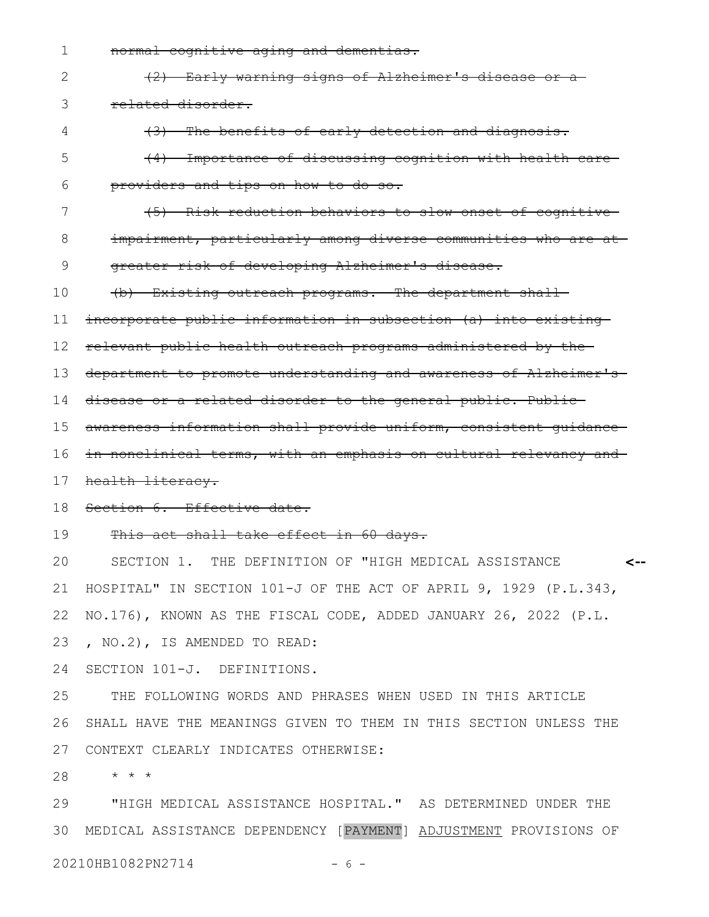~~normal cognitive aging and dementias.~~

~~(2) Early warning signs of Alzheimer's disease or a related disorder.~~

~~(3) The benefits of early detection and diagnosis.~~

~~(4) Importance of discussing cognition with health care providers and tips on how to do so.~~

~~(5) Risk reduction behaviors to slow onset of cognitive impairment, particularly among diverse communities who are at greater risk of developing Alzheimer's disease.~~

~~(b) Existing outreach programs. The department shall incorporate public information in subsection (a) into existing relevant public health outreach programs administered by the department to promote understanding and awareness of Alzheimer's disease or a related disorder to the general public. Public awareness information shall provide uniform, consistent guidance in nonclinical terms, with an emphasis on cultural relevancy and health literacy.~~

~~Section 6. Effective date.~~

~~This act shall take effect in 60 days.~~

SECTION 1. THE DEFINITION OF "HIGH MEDICAL ASSISTANCE HOSPITAL" IN SECTION 101-J OF THE ACT OF APRIL 9, 1929 (P.L.343, NO.176), KNOWN AS THE FISCAL CODE, ADDED JANUARY 26, 2022 (P.L. , NO.2), IS AMENDED TO READ: <--

SECTION 101-J. DEFINITIONS.

THE FOLLOWING WORDS AND PHRASES WHEN USED IN THIS ARTICLE SHALL HAVE THE MEANINGS GIVEN TO THEM IN THIS SECTION UNLESS THE CONTEXT CLEARLY INDICATES OTHERWISE:

* * *

"HIGH MEDICAL ASSISTANCE HOSPITAL." AS DETERMINED UNDER THE MEDICAL ASSISTANCE DEPENDENCY [PAYMENT] <u>ADJUSTMENT</u> PROVISIONS OF

20210HB1082PN2714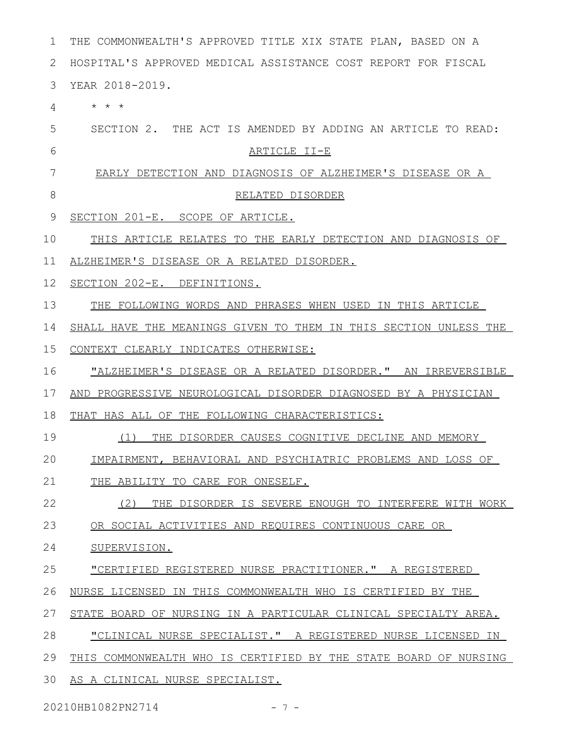THE COMMONWEALTH'S APPROVED TITLE XIX STATE PLAN, BASED ON A HOSPITAL'S APPROVED MEDICAL ASSISTANCE COST REPORT FOR FISCAL YEAR 2018-2019.

\* \* \*

SECTION 2. THE ACT IS AMENDED BY ADDING AN ARTICLE TO READ:

ARTICLE II-E

EARLY DETECTION AND DIAGNOSIS OF ALZHEIMER'S DISEASE OR A RELATED DISORDER

SECTION 201-E. SCOPE OF ARTICLE.

THIS ARTICLE RELATES TO THE EARLY DETECTION AND DIAGNOSIS OF ALZHEIMER'S DISEASE OR A RELATED DISORDER.

SECTION 202-E. DEFINITIONS.

THE FOLLOWING WORDS AND PHRASES WHEN USED IN THIS ARTICLE SHALL HAVE THE MEANINGS GIVEN TO THEM IN THIS SECTION UNLESS THE CONTEXT CLEARLY INDICATES OTHERWISE:

"ALZHEIMER'S DISEASE OR A RELATED DISORDER." AN IRREVERSIBLE AND PROGRESSIVE NEUROLOGICAL DISORDER DIAGNOSED BY A PHYSICIAN THAT HAS ALL OF THE FOLLOWING CHARACTERISTICS:

(1) THE DISORDER CAUSES COGNITIVE DECLINE AND MEMORY IMPAIRMENT, BEHAVIORAL AND PSYCHIATRIC PROBLEMS AND LOSS OF THE ABILITY TO CARE FOR ONESELF.

(2) THE DISORDER IS SEVERE ENOUGH TO INTERFERE WITH WORK OR SOCIAL ACTIVITIES AND REQUIRES CONTINUOUS CARE OR SUPERVISION.

"CERTIFIED REGISTERED NURSE PRACTITIONER." A REGISTERED NURSE LICENSED IN THIS COMMONWEALTH WHO IS CERTIFIED BY THE STATE BOARD OF NURSING IN A PARTICULAR CLINICAL SPECIALTY AREA.

"CLINICAL NURSE SPECIALIST." A REGISTERED NURSE LICENSED IN THIS COMMONWEALTH WHO IS CERTIFIED BY THE STATE BOARD OF NURSING AS A CLINICAL NURSE SPECIALIST.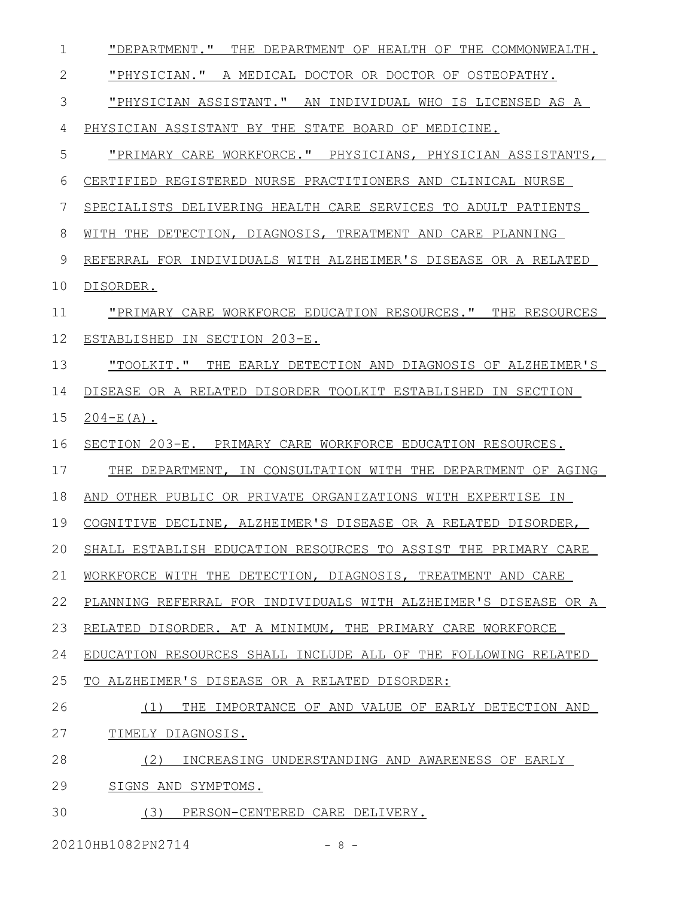"DEPARTMENT." THE DEPARTMENT OF HEALTH OF THE COMMONWEALTH.

"PHYSICIAN." A MEDICAL DOCTOR OR DOCTOR OF OSTEOPATHY.

"PHYSICIAN ASSISTANT." AN INDIVIDUAL WHO IS LICENSED AS A PHYSICIAN ASSISTANT BY THE STATE BOARD OF MEDICINE.

"PRIMARY CARE WORKFORCE." PHYSICIANS, PHYSICIAN ASSISTANTS, CERTIFIED REGISTERED NURSE PRACTITIONERS AND CLINICAL NURSE SPECIALISTS DELIVERING HEALTH CARE SERVICES TO ADULT PATIENTS WITH THE DETECTION, DIAGNOSIS, TREATMENT AND CARE PLANNING REFERRAL FOR INDIVIDUALS WITH ALZHEIMER'S DISEASE OR A RELATED DISORDER.

"PRIMARY CARE WORKFORCE EDUCATION RESOURCES." THE RESOURCES ESTABLISHED IN SECTION 203-E.

"TOOLKIT." THE EARLY DETECTION AND DIAGNOSIS OF ALZHEIMER'S DISEASE OR A RELATED DISORDER TOOLKIT ESTABLISHED IN SECTION 204-E(A).

SECTION 203-E. PRIMARY CARE WORKFORCE EDUCATION RESOURCES.

THE DEPARTMENT, IN CONSULTATION WITH THE DEPARTMENT OF AGING AND OTHER PUBLIC OR PRIVATE ORGANIZATIONS WITH EXPERTISE IN COGNITIVE DECLINE, ALZHEIMER'S DISEASE OR A RELATED DISORDER, SHALL ESTABLISH EDUCATION RESOURCES TO ASSIST THE PRIMARY CARE WORKFORCE WITH THE DETECTION, DIAGNOSIS, TREATMENT AND CARE PLANNING REFERRAL FOR INDIVIDUALS WITH ALZHEIMER'S DISEASE OR A RELATED DISORDER. AT A MINIMUM, THE PRIMARY CARE WORKFORCE EDUCATION RESOURCES SHALL INCLUDE ALL OF THE FOLLOWING RELATED TO ALZHEIMER'S DISEASE OR A RELATED DISORDER:

(1) THE IMPORTANCE OF AND VALUE OF EARLY DETECTION AND TIMELY DIAGNOSIS.

(2) INCREASING UNDERSTANDING AND AWARENESS OF EARLY SIGNS AND SYMPTOMS.

(3) PERSON-CENTERED CARE DELIVERY.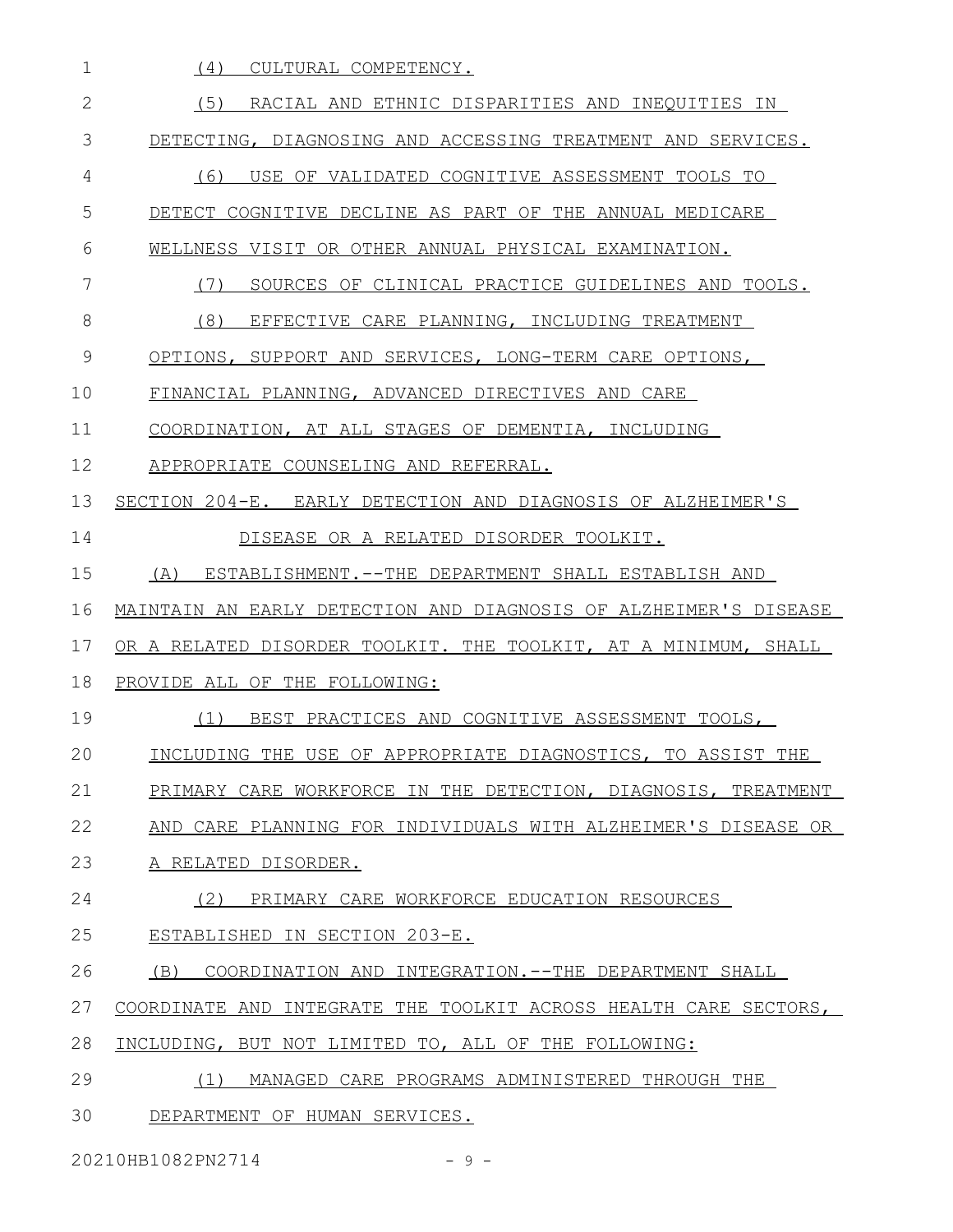(4) CULTURAL COMPETENCY.

(5) RACIAL AND ETHNIC DISPARITIES AND INEQUITIES IN DETECTING, DIAGNOSING AND ACCESSING TREATMENT AND SERVICES.

(6) USE OF VALIDATED COGNITIVE ASSESSMENT TOOLS TO DETECT COGNITIVE DECLINE AS PART OF THE ANNUAL MEDICARE WELLNESS VISIT OR OTHER ANNUAL PHYSICAL EXAMINATION.

(7) SOURCES OF CLINICAL PRACTICE GUIDELINES AND TOOLS.

(8) EFFECTIVE CARE PLANNING, INCLUDING TREATMENT OPTIONS, SUPPORT AND SERVICES, LONG-TERM CARE OPTIONS, FINANCIAL PLANNING, ADVANCED DIRECTIVES AND CARE COORDINATION, AT ALL STAGES OF DEMENTIA, INCLUDING APPROPRIATE COUNSELING AND REFERRAL.

SECTION 204-E. EARLY DETECTION AND DIAGNOSIS OF ALZHEIMER'S DISEASE OR A RELATED DISORDER TOOLKIT.

(A) ESTABLISHMENT.--THE DEPARTMENT SHALL ESTABLISH AND MAINTAIN AN EARLY DETECTION AND DIAGNOSIS OF ALZHEIMER'S DISEASE OR A RELATED DISORDER TOOLKIT. THE TOOLKIT, AT A MINIMUM, SHALL PROVIDE ALL OF THE FOLLOWING:

(1) BEST PRACTICES AND COGNITIVE ASSESSMENT TOOLS, INCLUDING THE USE OF APPROPRIATE DIAGNOSTICS, TO ASSIST THE PRIMARY CARE WORKFORCE IN THE DETECTION, DIAGNOSIS, TREATMENT AND CARE PLANNING FOR INDIVIDUALS WITH ALZHEIMER'S DISEASE OR A RELATED DISORDER.

(2) PRIMARY CARE WORKFORCE EDUCATION RESOURCES ESTABLISHED IN SECTION 203-E.

(B) COORDINATION AND INTEGRATION.--THE DEPARTMENT SHALL COORDINATE AND INTEGRATE THE TOOLKIT ACROSS HEALTH CARE SECTORS, INCLUDING, BUT NOT LIMITED TO, ALL OF THE FOLLOWING:

(1) MANAGED CARE PROGRAMS ADMINISTERED THROUGH THE DEPARTMENT OF HUMAN SERVICES.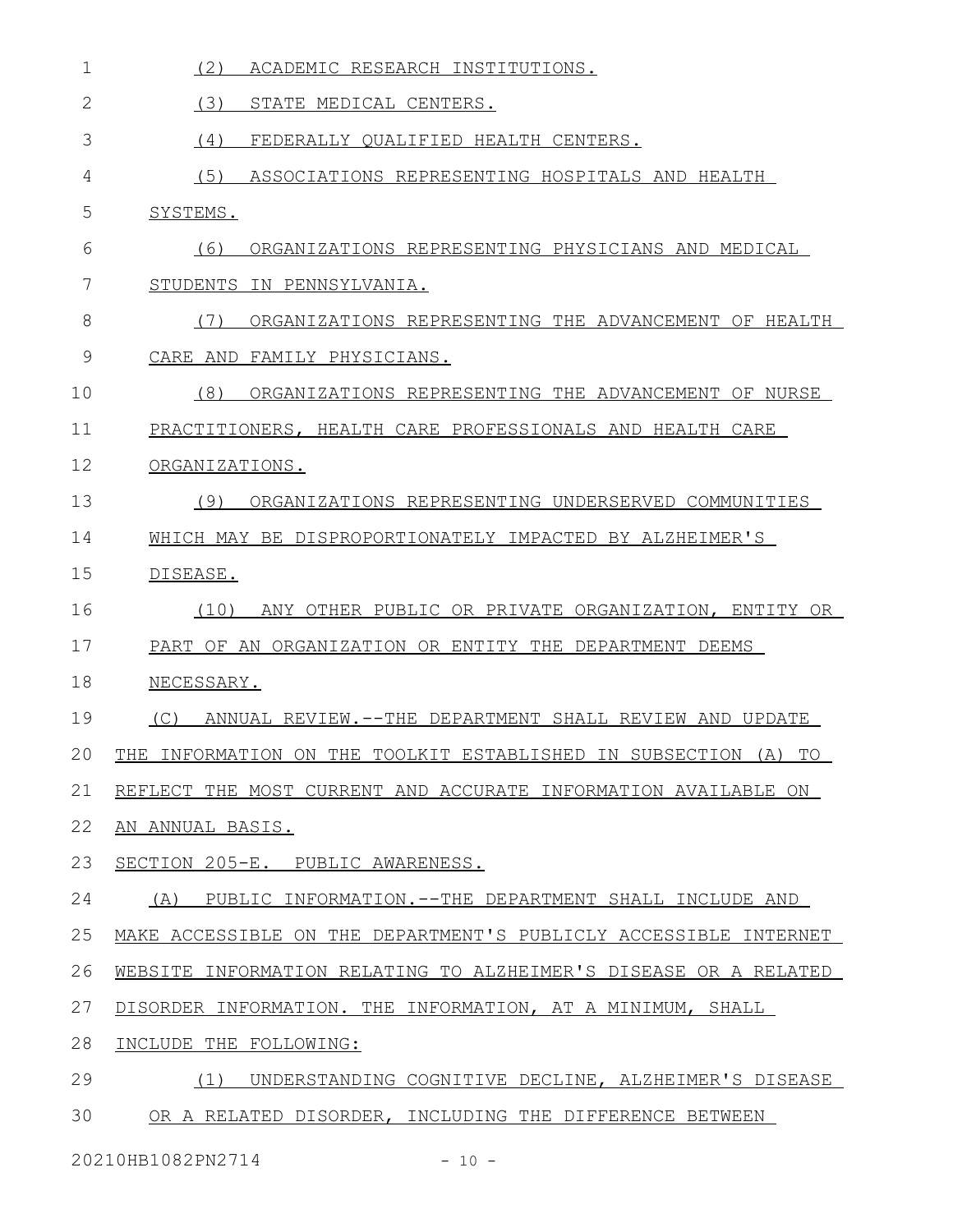(2) ACADEMIC RESEARCH INSTITUTIONS.

(3) STATE MEDICAL CENTERS.

(4) FEDERALLY QUALIFIED HEALTH CENTERS.

(5) ASSOCIATIONS REPRESENTING HOSPITALS AND HEALTH SYSTEMS.

(6) ORGANIZATIONS REPRESENTING PHYSICIANS AND MEDICAL STUDENTS IN PENNSYLVANIA.

(7) ORGANIZATIONS REPRESENTING THE ADVANCEMENT OF HEALTH CARE AND FAMILY PHYSICIANS.

(8) ORGANIZATIONS REPRESENTING THE ADVANCEMENT OF NURSE PRACTITIONERS, HEALTH CARE PROFESSIONALS AND HEALTH CARE ORGANIZATIONS.

(9) ORGANIZATIONS REPRESENTING UNDERSERVED COMMUNITIES WHICH MAY BE DISPROPORTIONATELY IMPACTED BY ALZHEIMER'S DISEASE.

(10) ANY OTHER PUBLIC OR PRIVATE ORGANIZATION, ENTITY OR PART OF AN ORGANIZATION OR ENTITY THE DEPARTMENT DEEMS NECESSARY.

(C) ANNUAL REVIEW.--THE DEPARTMENT SHALL REVIEW AND UPDATE THE INFORMATION ON THE TOOLKIT ESTABLISHED IN SUBSECTION (A) TO REFLECT THE MOST CURRENT AND ACCURATE INFORMATION AVAILABLE ON AN ANNUAL BASIS.

SECTION 205-E. PUBLIC AWARENESS.

(A) PUBLIC INFORMATION.--THE DEPARTMENT SHALL INCLUDE AND MAKE ACCESSIBLE ON THE DEPARTMENT'S PUBLICLY ACCESSIBLE INTERNET WEBSITE INFORMATION RELATING TO ALZHEIMER'S DISEASE OR A RELATED DISORDER INFORMATION. THE INFORMATION, AT A MINIMUM, SHALL INCLUDE THE FOLLOWING:

(1) UNDERSTANDING COGNITIVE DECLINE, ALZHEIMER'S DISEASE OR A RELATED DISORDER, INCLUDING THE DIFFERENCE BETWEEN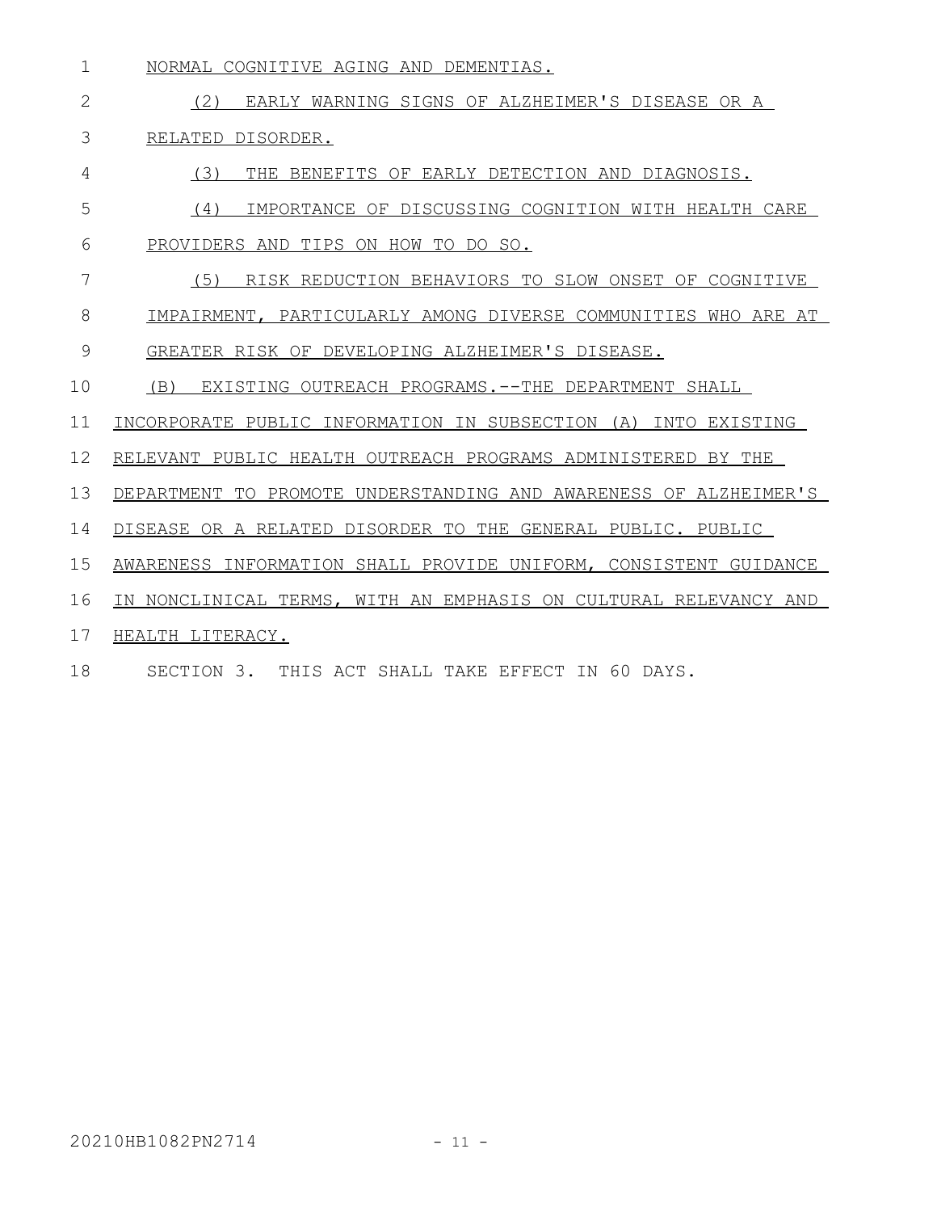NORMAL COGNITIVE AGING AND DEMENTIAS.

(2) EARLY WARNING SIGNS OF ALZHEIMER'S DISEASE OR A RELATED DISORDER.

(3) THE BENEFITS OF EARLY DETECTION AND DIAGNOSIS.

(4) IMPORTANCE OF DISCUSSING COGNITION WITH HEALTH CARE PROVIDERS AND TIPS ON HOW TO DO SO.

(5) RISK REDUCTION BEHAVIORS TO SLOW ONSET OF COGNITIVE IMPAIRMENT, PARTICULARLY AMONG DIVERSE COMMUNITIES WHO ARE AT GREATER RISK OF DEVELOPING ALZHEIMER'S DISEASE.

(B) EXISTING OUTREACH PROGRAMS.--THE DEPARTMENT SHALL INCORPORATE PUBLIC INFORMATION IN SUBSECTION (A) INTO EXISTING RELEVANT PUBLIC HEALTH OUTREACH PROGRAMS ADMINISTERED BY THE DEPARTMENT TO PROMOTE UNDERSTANDING AND AWARENESS OF ALZHEIMER'S DISEASE OR A RELATED DISORDER TO THE GENERAL PUBLIC. PUBLIC AWARENESS INFORMATION SHALL PROVIDE UNIFORM, CONSISTENT GUIDANCE IN NONCLINICAL TERMS, WITH AN EMPHASIS ON CULTURAL RELEVANCY AND HEALTH LITERACY.

SECTION 3. THIS ACT SHALL TAKE EFFECT IN 60 DAYS.